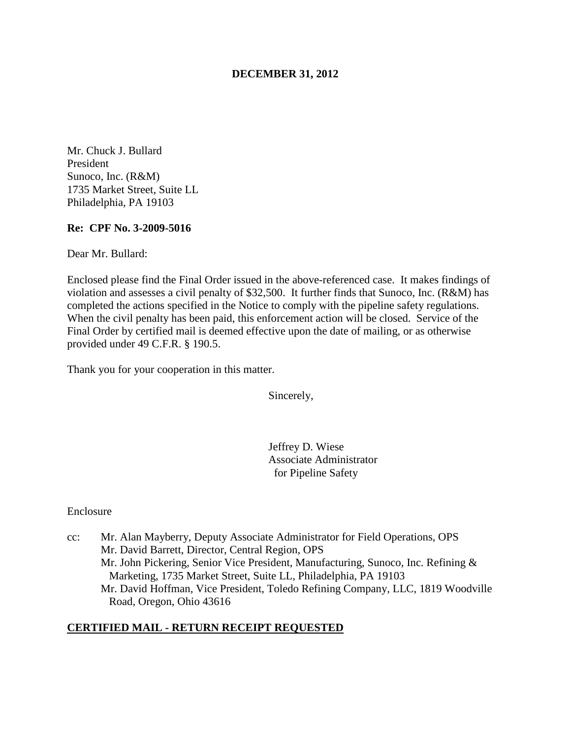**DECEMBER 31, 2012**

Mr. Chuck J. Bullard
President
Sunoco, Inc. (R&M)
1735 Market Street, Suite LL
Philadelphia, PA 19103

**Re: CPF No. 3-2009-5016**

Dear Mr. Bullard:

Enclosed please find the Final Order issued in the above-referenced case. It makes findings of violation and assesses a civil penalty of $32,500. It further finds that Sunoco, Inc. (R&M) has completed the actions specified in the Notice to comply with the pipeline safety regulations. When the civil penalty has been paid, this enforcement action will be closed. Service of the Final Order by certified mail is deemed effective upon the date of mailing, or as otherwise provided under 49 C.F.R. § 190.5.

Thank you for your cooperation in this matter.

Sincerely,

Jeffrey D. Wiese
Associate Administrator
for Pipeline Safety

Enclosure

cc: Mr. Alan Mayberry, Deputy Associate Administrator for Field Operations, OPS
Mr. David Barrett, Director, Central Region, OPS
Mr. John Pickering, Senior Vice President, Manufacturing, Sunoco, Inc. Refining & Marketing, 1735 Market Street, Suite LL, Philadelphia, PA 19103
Mr. David Hoffman, Vice President, Toledo Refining Company, LLC, 1819 Woodville Road, Oregon, Ohio 43616

**CERTIFIED MAIL - RETURN RECEIPT REQUESTED**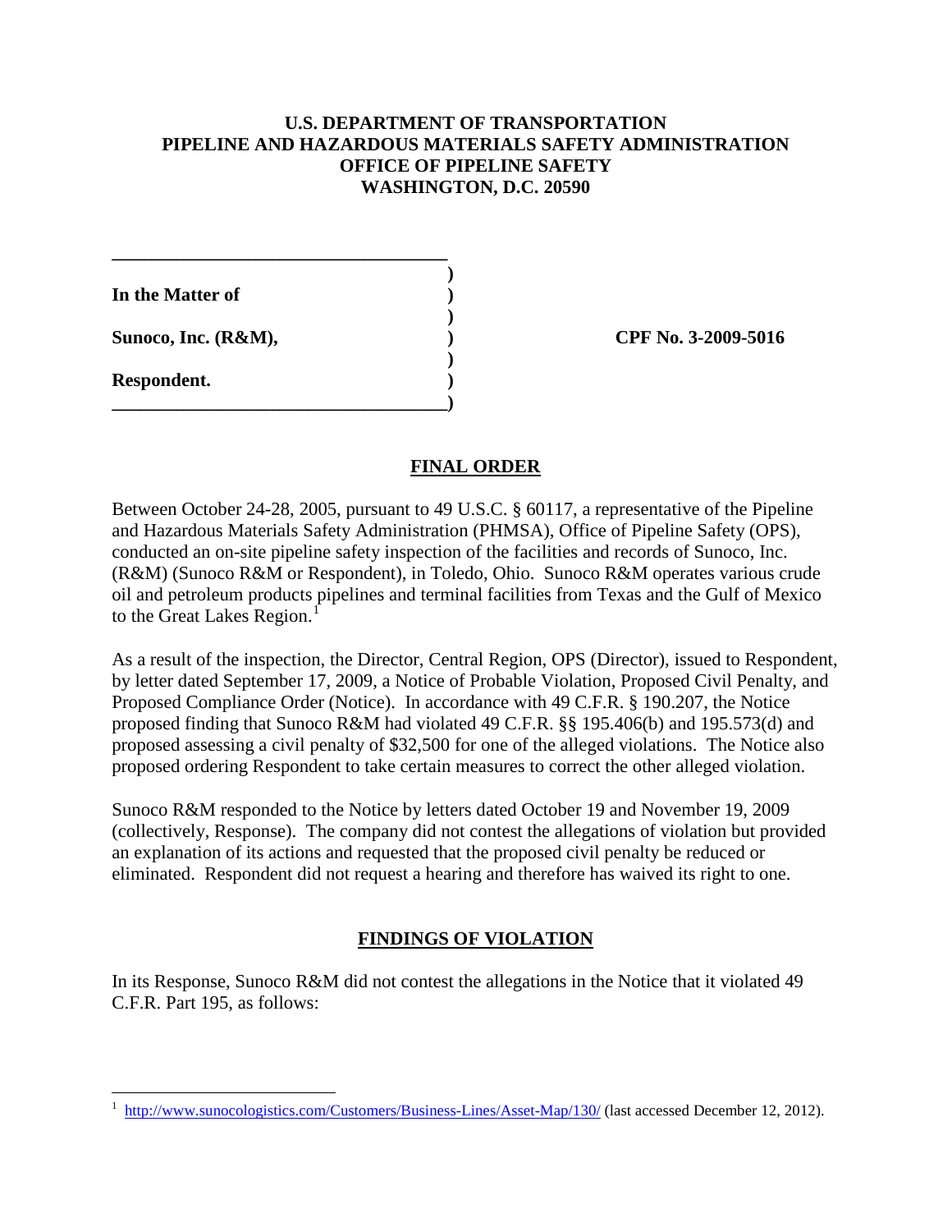**U.S. DEPARTMENT OF TRANSPORTATION**
**PIPELINE AND HAZARDOUS MATERIALS SAFETY ADMINISTRATION**
**OFFICE OF PIPELINE SAFETY**
**WASHINGTON, D.C. 20590**

**In the Matter of**

**Sunoco, Inc. (R&M),**

**Respondent.**

**CPF No. 3-2009-5016**

## FINAL ORDER

Between October 24-28, 2005, pursuant to 49 U.S.C. § 60117, a representative of the Pipeline and Hazardous Materials Safety Administration (PHMSA), Office of Pipeline Safety (OPS), conducted an on-site pipeline safety inspection of the facilities and records of Sunoco, Inc. (R&M) (Sunoco R&M or Respondent), in Toledo, Ohio. Sunoco R&M operates various crude oil and petroleum products pipelines and terminal facilities from Texas and the Gulf of Mexico to the Great Lakes Region.[1]

As a result of the inspection, the Director, Central Region, OPS (Director), issued to Respondent, by letter dated September 17, 2009, a Notice of Probable Violation, Proposed Civil Penalty, and Proposed Compliance Order (Notice). In accordance with 49 C.F.R. § 190.207, the Notice proposed finding that Sunoco R&M had violated 49 C.F.R. §§ 195.406(b) and 195.573(d) and proposed assessing a civil penalty of $32,500 for one of the alleged violations. The Notice also proposed ordering Respondent to take certain measures to correct the other alleged violation.

Sunoco R&M responded to the Notice by letters dated October 19 and November 19, 2009 (collectively, Response). The company did not contest the allegations of violation but provided an explanation of its actions and requested that the proposed civil penalty be reduced or eliminated. Respondent did not request a hearing and therefore has waived its right to one.

## FINDINGS OF VIOLATION

In its Response, Sunoco R&M did not contest the allegations in the Notice that it violated 49 C.F.R. Part 195, as follows:

[1] http://www.sunocologistics.com/Customers/Business-Lines/Asset-Map/130/ (last accessed December 12, 2012).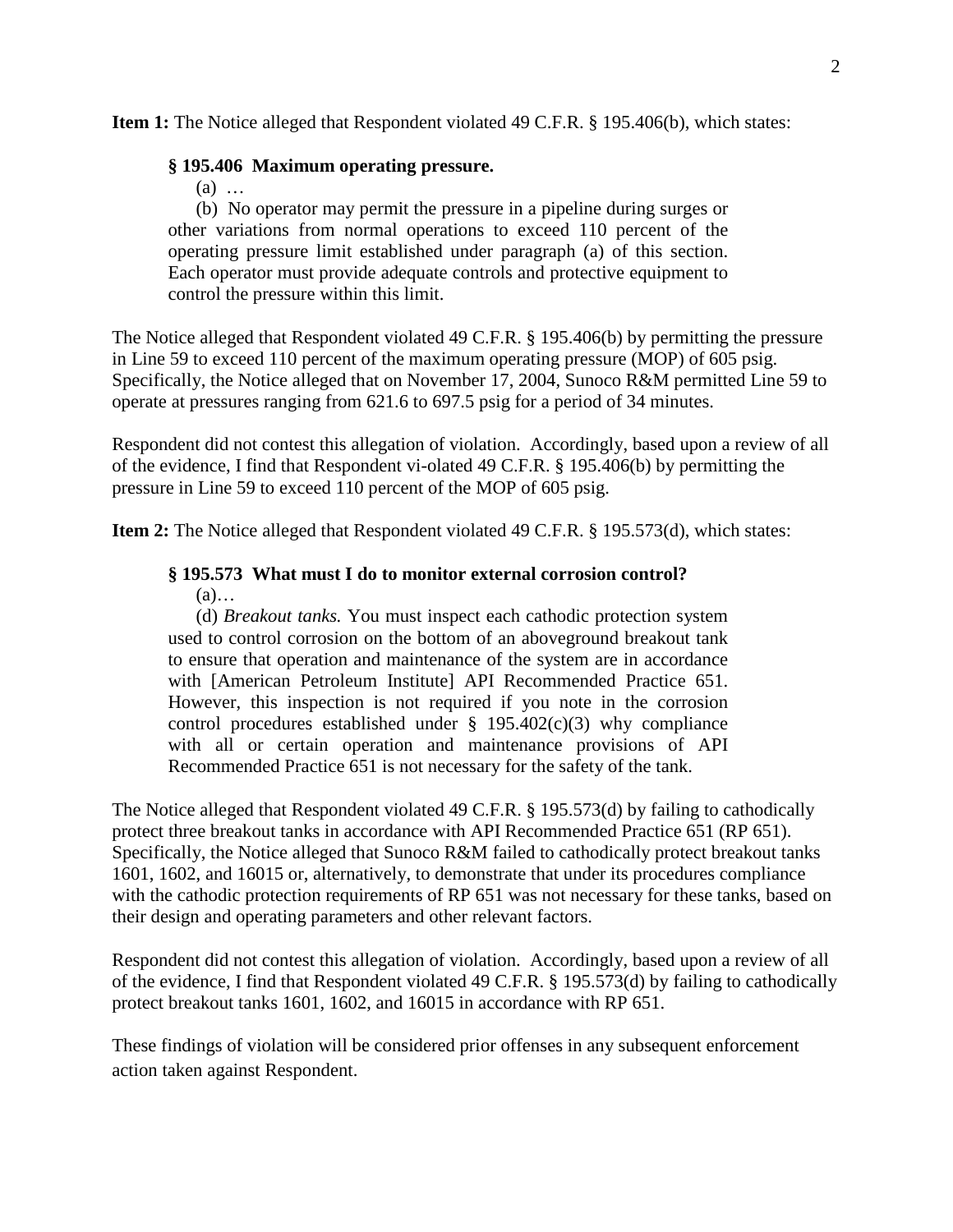**Item 1:** The Notice alleged that Respondent violated 49 C.F.R. § 195.406(b), which states:

> **§ 195.406 Maximum operating pressure.**
>
> (a) …
>
> (b) No operator may permit the pressure in a pipeline during surges or other variations from normal operations to exceed 110 percent of the operating pressure limit established under paragraph (a) of this section. Each operator must provide adequate controls and protective equipment to control the pressure within this limit.

The Notice alleged that Respondent violated 49 C.F.R. § 195.406(b) by permitting the pressure in Line 59 to exceed 110 percent of the maximum operating pressure (MOP) of 605 psig. Specifically, the Notice alleged that on November 17, 2004, Sunoco R&M permitted Line 59 to operate at pressures ranging from 621.6 to 697.5 psig for a period of 34 minutes.

Respondent did not contest this allegation of violation. Accordingly, based upon a review of all of the evidence, I find that Respondent vi-olated 49 C.F.R. § 195.406(b) by permitting the pressure in Line 59 to exceed 110 percent of the MOP of 605 psig.

**Item 2:** The Notice alleged that Respondent violated 49 C.F.R. § 195.573(d), which states:

> **§ 195.573 What must I do to monitor external corrosion control?**
>
> (a)…
>
> (d) *Breakout tanks.* You must inspect each cathodic protection system used to control corrosion on the bottom of an aboveground breakout tank to ensure that operation and maintenance of the system are in accordance with [American Petroleum Institute] API Recommended Practice 651. However, this inspection is not required if you note in the corrosion control procedures established under § 195.402(c)(3) why compliance with all or certain operation and maintenance provisions of API Recommended Practice 651 is not necessary for the safety of the tank.

The Notice alleged that Respondent violated 49 C.F.R. § 195.573(d) by failing to cathodically protect three breakout tanks in accordance with API Recommended Practice 651 (RP 651). Specifically, the Notice alleged that Sunoco R&M failed to cathodically protect breakout tanks 1601, 1602, and 16015 or, alternatively, to demonstrate that under its procedures compliance with the cathodic protection requirements of RP 651 was not necessary for these tanks, based on their design and operating parameters and other relevant factors.

Respondent did not contest this allegation of violation. Accordingly, based upon a review of all of the evidence, I find that Respondent violated 49 C.F.R. § 195.573(d) by failing to cathodically protect breakout tanks 1601, 1602, and 16015 in accordance with RP 651.

These findings of violation will be considered prior offenses in any subsequent enforcement action taken against Respondent.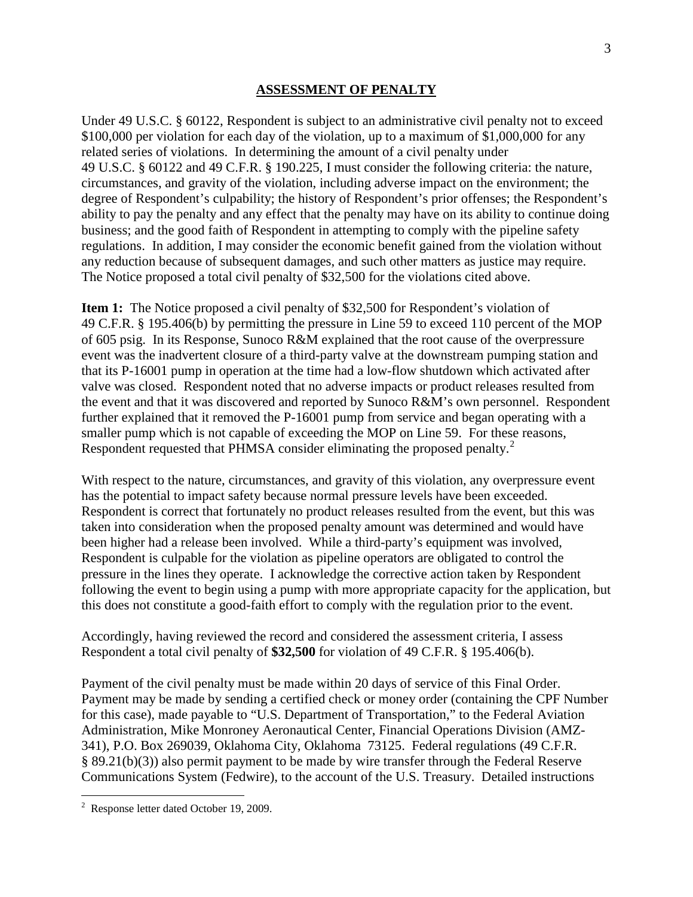## ASSESSMENT OF PENALTY

Under 49 U.S.C. § 60122, Respondent is subject to an administrative civil penalty not to exceed $100,000 per violation for each day of the violation, up to a maximum of $1,000,000 for any related series of violations. In determining the amount of a civil penalty under 49 U.S.C. § 60122 and 49 C.F.R. § 190.225, I must consider the following criteria: the nature, circumstances, and gravity of the violation, including adverse impact on the environment; the degree of Respondent's culpability; the history of Respondent's prior offenses; the Respondent's ability to pay the penalty and any effect that the penalty may have on its ability to continue doing business; and the good faith of Respondent in attempting to comply with the pipeline safety regulations. In addition, I may consider the economic benefit gained from the violation without any reduction because of subsequent damages, and such other matters as justice may require. The Notice proposed a total civil penalty of $32,500 for the violations cited above.

**Item 1:** The Notice proposed a civil penalty of $32,500 for Respondent's violation of 49 C.F.R. § 195.406(b) by permitting the pressure in Line 59 to exceed 110 percent of the MOP of 605 psig. In its Response, Sunoco R&M explained that the root cause of the overpressure event was the inadvertent closure of a third-party valve at the downstream pumping station and that its P-16001 pump in operation at the time had a low-flow shutdown which activated after valve was closed. Respondent noted that no adverse impacts or product releases resulted from the event and that it was discovered and reported by Sunoco R&M's own personnel. Respondent further explained that it removed the P-16001 pump from service and began operating with a smaller pump which is not capable of exceeding the MOP on Line 59. For these reasons, Respondent requested that PHMSA consider eliminating the proposed penalty.[2]

With respect to the nature, circumstances, and gravity of this violation, any overpressure event has the potential to impact safety because normal pressure levels have been exceeded. Respondent is correct that fortunately no product releases resulted from the event, but this was taken into consideration when the proposed penalty amount was determined and would have been higher had a release been involved. While a third-party's equipment was involved, Respondent is culpable for the violation as pipeline operators are obligated to control the pressure in the lines they operate. I acknowledge the corrective action taken by Respondent following the event to begin using a pump with more appropriate capacity for the application, but this does not constitute a good-faith effort to comply with the regulation prior to the event.

Accordingly, having reviewed the record and considered the assessment criteria, I assess Respondent a total civil penalty of **$32,500** for violation of 49 C.F.R. § 195.406(b).

Payment of the civil penalty must be made within 20 days of service of this Final Order. Payment may be made by sending a certified check or money order (containing the CPF Number for this case), made payable to "U.S. Department of Transportation," to the Federal Aviation Administration, Mike Monroney Aeronautical Center, Financial Operations Division (AMZ-341), P.O. Box 269039, Oklahoma City, Oklahoma 73125. Federal regulations (49 C.F.R. § 89.21(b)(3)) also permit payment to be made by wire transfer through the Federal Reserve Communications System (Fedwire), to the account of the U.S. Treasury. Detailed instructions

[2] Response letter dated October 19, 2009.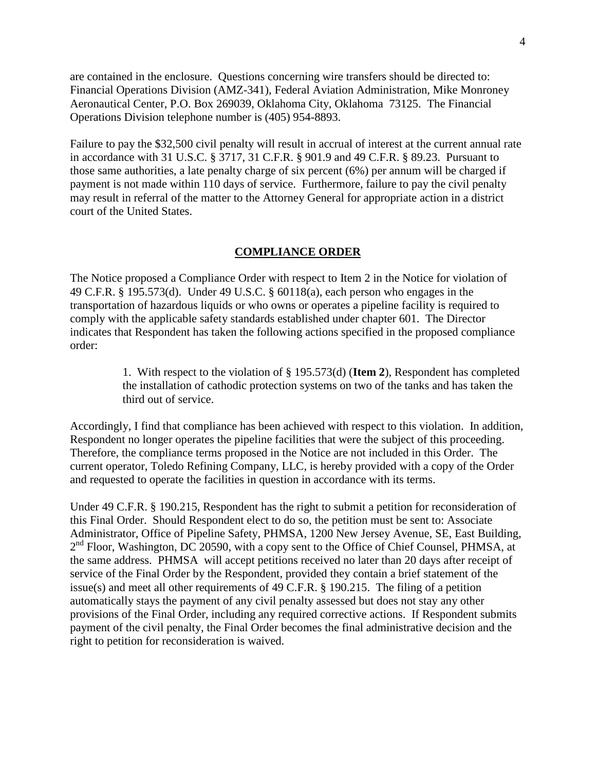are contained in the enclosure. Questions concerning wire transfers should be directed to: Financial Operations Division (AMZ-341), Federal Aviation Administration, Mike Monroney Aeronautical Center, P.O. Box 269039, Oklahoma City, Oklahoma 73125. The Financial Operations Division telephone number is (405) 954-8893.

Failure to pay the $32,500 civil penalty will result in accrual of interest at the current annual rate in accordance with 31 U.S.C. § 3717, 31 C.F.R. § 901.9 and 49 C.F.R. § 89.23. Pursuant to those same authorities, a late penalty charge of six percent (6%) per annum will be charged if payment is not made within 110 days of service. Furthermore, failure to pay the civil penalty may result in referral of the matter to the Attorney General for appropriate action in a district court of the United States.

## COMPLIANCE ORDER

The Notice proposed a Compliance Order with respect to Item 2 in the Notice for violation of 49 C.F.R. § 195.573(d). Under 49 U.S.C. § 60118(a), each person who engages in the transportation of hazardous liquids or who owns or operates a pipeline facility is required to comply with the applicable safety standards established under chapter 601. The Director indicates that Respondent has taken the following actions specified in the proposed compliance order:

> 1. With respect to the violation of § 195.573(d) (**Item 2**), Respondent has completed the installation of cathodic protection systems on two of the tanks and has taken the third out of service.

Accordingly, I find that compliance has been achieved with respect to this violation. In addition, Respondent no longer operates the pipeline facilities that were the subject of this proceeding. Therefore, the compliance terms proposed in the Notice are not included in this Order. The current operator, Toledo Refining Company, LLC, is hereby provided with a copy of the Order and requested to operate the facilities in question in accordance with its terms.

Under 49 C.F.R. § 190.215, Respondent has the right to submit a petition for reconsideration of this Final Order. Should Respondent elect to do so, the petition must be sent to: Associate Administrator, Office of Pipeline Safety, PHMSA, 1200 New Jersey Avenue, SE, East Building, 2nd Floor, Washington, DC 20590, with a copy sent to the Office of Chief Counsel, PHMSA, at the same address. PHMSA will accept petitions received no later than 20 days after receipt of service of the Final Order by the Respondent, provided they contain a brief statement of the issue(s) and meet all other requirements of 49 C.F.R. § 190.215. The filing of a petition automatically stays the payment of any civil penalty assessed but does not stay any other provisions of the Final Order, including any required corrective actions. If Respondent submits payment of the civil penalty, the Final Order becomes the final administrative decision and the right to petition for reconsideration is waived.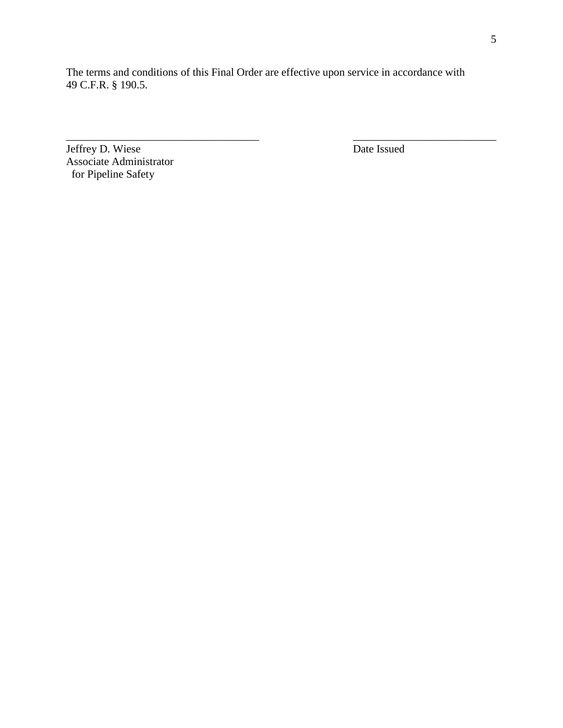The terms and conditions of this Final Order are effective upon service in accordance with 49 C.F.R. § 190.5.

___________________________________ ___________________________

Jeffrey D. Wiese Date Issued
Associate Administrator
for Pipeline Safety